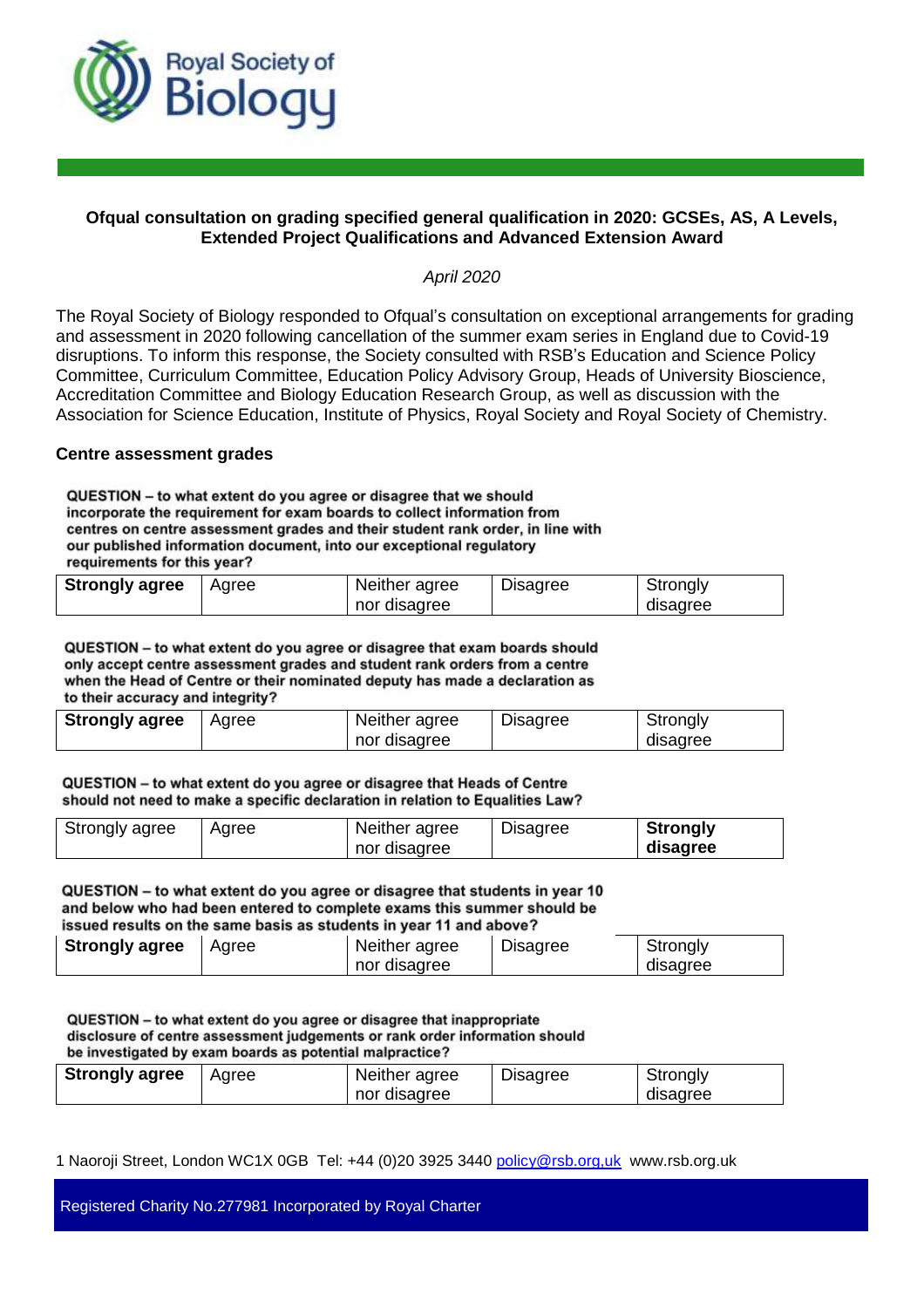Royal Society of Biology

## Ofqual consultation on grading specified general qualification in 2020: GCSEs, AS, A Levels, Extended Project Qualifications and Advanced Extension Award

*April 2020*

The Royal Society of Biology responded to Ofqual's consultation on exceptional arrangements for grading and assessment in 2020 following cancellation of the summer exam series in England due to Covid-19 disruptions. To inform this response, the Society consulted with RSB's Education and Science Policy Committee, Curriculum Committee, Education Policy Advisory Group, Heads of University Bioscience, Accreditation Committee and Biology Education Research Group, as well as discussion with the Association for Science Education, Institute of Physics, Royal Society and Royal Society of Chemistry.

### Centre assessment grades

**QUESTION – to what extent do you agree or disagree that we should incorporate the requirement for exam boards to collect information from centres on centre assessment grades and their student rank order, in line with our published information document, into our exceptional regulatory requirements for this year?**

| **Strongly agree** | Agree | Neither agree nor disagree | Disagree | Strongly disagree |
|---|---|---|---|---|

**QUESTION – to what extent do you agree or disagree that exam boards should only accept centre assessment grades and student rank orders from a centre when the Head of Centre or their nominated deputy has made a declaration as to their accuracy and integrity?**

| **Strongly agree** | Agree | Neither agree nor disagree | Disagree | Strongly disagree |
|---|---|---|---|---|

**QUESTION – to what extent do you agree or disagree that Heads of Centre should not need to make a specific declaration in relation to Equalities Law?**

| Strongly agree | Agree | Neither agree nor disagree | Disagree | **Strongly disagree** |
|---|---|---|---|---|

**QUESTION – to what extent do you agree or disagree that students in year 10 and below who had been entered to complete exams this summer should be issued results on the same basis as students in year 11 and above?**

| **Strongly agree** | Agree | Neither agree nor disagree | Disagree | Strongly disagree |
|---|---|---|---|---|

**QUESTION – to what extent do you agree or disagree that inappropriate disclosure of centre assessment judgements or rank order information should be investigated by exam boards as potential malpractice?**

| **Strongly agree** | Agree | Neither agree nor disagree | Disagree | Strongly disagree |
|---|---|---|---|---|

1 Naoroji Street, London WC1X 0GB Tel: +44 (0)20 3925 3440 policy@rsb.org,uk www.rsb.org.uk

Registered Charity No.277981 Incorporated by Royal Charter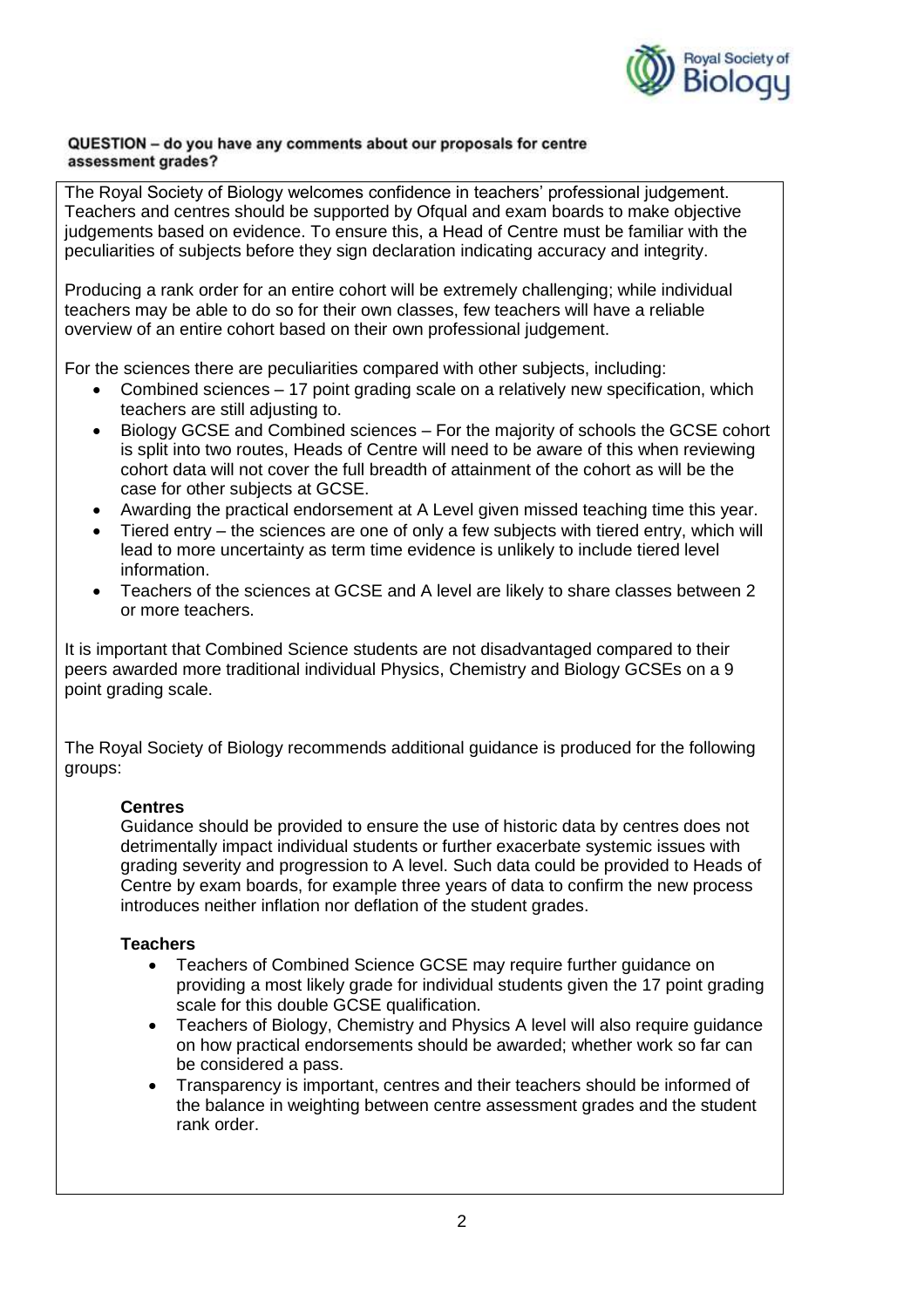**QUESTION – do you have any comments about our proposals for centre assessment grades?**

The Royal Society of Biology welcomes confidence in teachers' professional judgement. Teachers and centres should be supported by Ofqual and exam boards to make objective judgements based on evidence. To ensure this, a Head of Centre must be familiar with the peculiarities of subjects before they sign declaration indicating accuracy and integrity.

Producing a rank order for an entire cohort will be extremely challenging; while individual teachers may be able to do so for their own classes, few teachers will have a reliable overview of an entire cohort based on their own professional judgement.

For the sciences there are peculiarities compared with other subjects, including:

- Combined sciences – 17 point grading scale on a relatively new specification, which teachers are still adjusting to.
- Biology GCSE and Combined sciences – For the majority of schools the GCSE cohort is split into two routes, Heads of Centre will need to be aware of this when reviewing cohort data will not cover the full breadth of attainment of the cohort as will be the case for other subjects at GCSE.
- Awarding the practical endorsement at A Level given missed teaching time this year.
- Tiered entry – the sciences are one of only a few subjects with tiered entry, which will lead to more uncertainty as term time evidence is unlikely to include tiered level information.
- Teachers of the sciences at GCSE and A level are likely to share classes between 2 or more teachers.

It is important that Combined Science students are not disadvantaged compared to their peers awarded more traditional individual Physics, Chemistry and Biology GCSEs on a 9 point grading scale.

The Royal Society of Biology recommends additional guidance is produced for the following groups:

**Centres**

Guidance should be provided to ensure the use of historic data by centres does not detrimentally impact individual students or further exacerbate systemic issues with grading severity and progression to A level. Such data could be provided to Heads of Centre by exam boards, for example three years of data to confirm the new process introduces neither inflation nor deflation of the student grades.

**Teachers**

- Teachers of Combined Science GCSE may require further guidance on providing a most likely grade for individual students given the 17 point grading scale for this double GCSE qualification.
- Teachers of Biology, Chemistry and Physics A level will also require guidance on how practical endorsements should be awarded; whether work so far can be considered a pass.
- Transparency is important, centres and their teachers should be informed of the balance in weighting between centre assessment grades and the student rank order.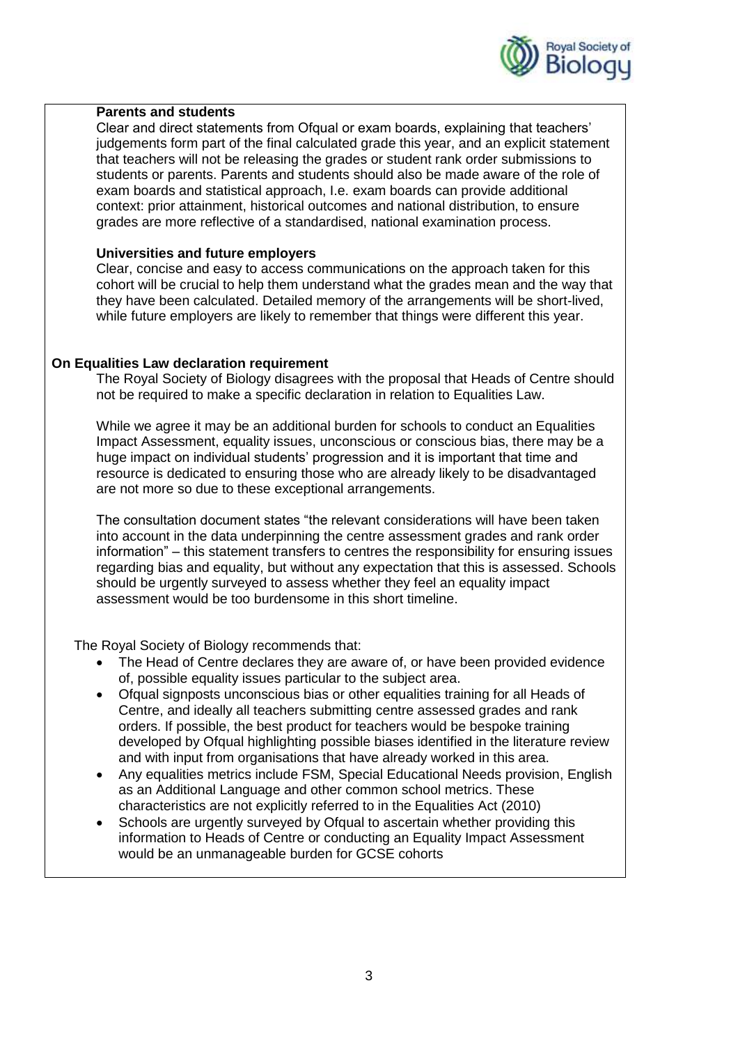**Parents and students**

Clear and direct statements from Ofqual or exam boards, explaining that teachers' judgements form part of the final calculated grade this year, and an explicit statement that teachers will not be releasing the grades or student rank order submissions to students or parents. Parents and students should also be made aware of the role of exam boards and statistical approach, I.e. exam boards can provide additional context: prior attainment, historical outcomes and national distribution, to ensure grades are more reflective of a standardised, national examination process.

**Universities and future employers**

Clear, concise and easy to access communications on the approach taken for this cohort will be crucial to help them understand what the grades mean and the way that they have been calculated. Detailed memory of the arrangements will be short-lived, while future employers are likely to remember that things were different this year.

**On Equalities Law declaration requirement**

The Royal Society of Biology disagrees with the proposal that Heads of Centre should not be required to make a specific declaration in relation to Equalities Law.

While we agree it may be an additional burden for schools to conduct an Equalities Impact Assessment, equality issues, unconscious or conscious bias, there may be a huge impact on individual students' progression and it is important that time and resource is dedicated to ensuring those who are already likely to be disadvantaged are not more so due to these exceptional arrangements.

The consultation document states "the relevant considerations will have been taken into account in the data underpinning the centre assessment grades and rank order information" – this statement transfers to centres the responsibility for ensuring issues regarding bias and equality, but without any expectation that this is assessed. Schools should be urgently surveyed to assess whether they feel an equality impact assessment would be too burdensome in this short timeline.

The Royal Society of Biology recommends that:

- The Head of Centre declares they are aware of, or have been provided evidence of, possible equality issues particular to the subject area.
- Ofqual signposts unconscious bias or other equalities training for all Heads of Centre, and ideally all teachers submitting centre assessed grades and rank orders. If possible, the best product for teachers would be bespoke training developed by Ofqual highlighting possible biases identified in the literature review and with input from organisations that have already worked in this area.
- Any equalities metrics include FSM, Special Educational Needs provision, English as an Additional Language and other common school metrics. These characteristics are not explicitly referred to in the Equalities Act (2010)
- Schools are urgently surveyed by Ofqual to ascertain whether providing this information to Heads of Centre or conducting an Equality Impact Assessment would be an unmanageable burden for GCSE cohorts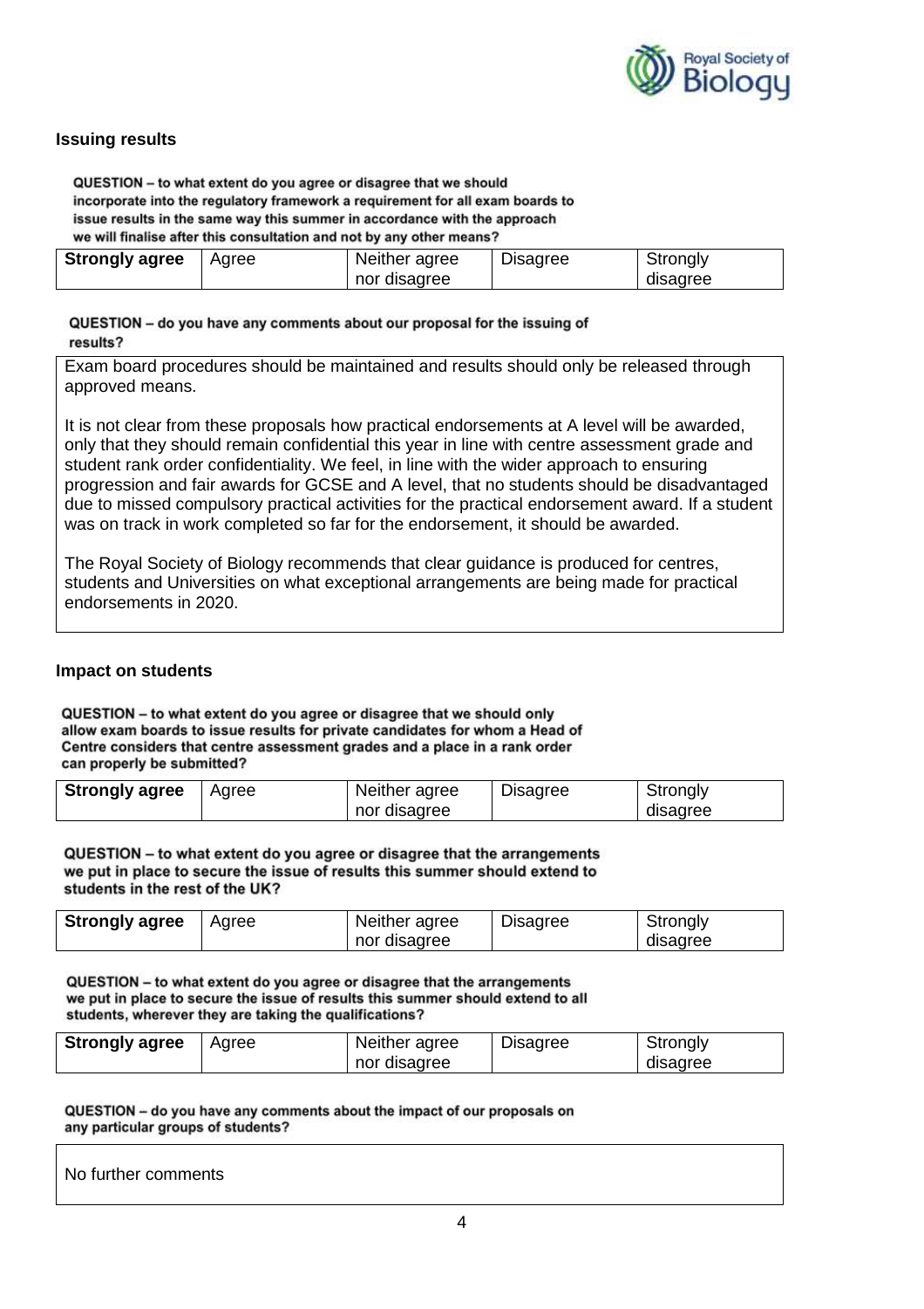### Issuing results

**QUESTION – to what extent do you agree or disagree that we should incorporate into the regulatory framework a requirement for all exam boards to issue results in the same way this summer in accordance with the approach we will finalise after this consultation and not by any other means?**

| **Strongly agree** | Agree | Neither agree nor disagree | Disagree | Strongly disagree |
|---|---|---|---|---|

**QUESTION – do you have any comments about our proposal for the issuing of results?**

Exam board procedures should be maintained and results should only be released through approved means.

It is not clear from these proposals how practical endorsements at A level will be awarded, only that they should remain confidential this year in line with centre assessment grade and student rank order confidentiality. We feel, in line with the wider approach to ensuring progression and fair awards for GCSE and A level, that no students should be disadvantaged due to missed compulsory practical activities for the practical endorsement award. If a student was on track in work completed so far for the endorsement, it should be awarded.

The Royal Society of Biology recommends that clear guidance is produced for centres, students and Universities on what exceptional arrangements are being made for practical endorsements in 2020.

### Impact on students

**QUESTION – to what extent do you agree or disagree that we should only allow exam boards to issue results for private candidates for whom a Head of Centre considers that centre assessment grades and a place in a rank order can properly be submitted?**

| **Strongly agree** | Agree | Neither agree nor disagree | Disagree | Strongly disagree |
|---|---|---|---|---|

**QUESTION – to what extent do you agree or disagree that the arrangements we put in place to secure the issue of results this summer should extend to students in the rest of the UK?**

| **Strongly agree** | Agree | Neither agree nor disagree | Disagree | Strongly disagree |
|---|---|---|---|---|

**QUESTION – to what extent do you agree or disagree that the arrangements we put in place to secure the issue of results this summer should extend to all students, wherever they are taking the qualifications?**

| **Strongly agree** | Agree | Neither agree nor disagree | Disagree | Strongly disagree |
|---|---|---|---|---|

**QUESTION – do you have any comments about the impact of our proposals on any particular groups of students?**

No further comments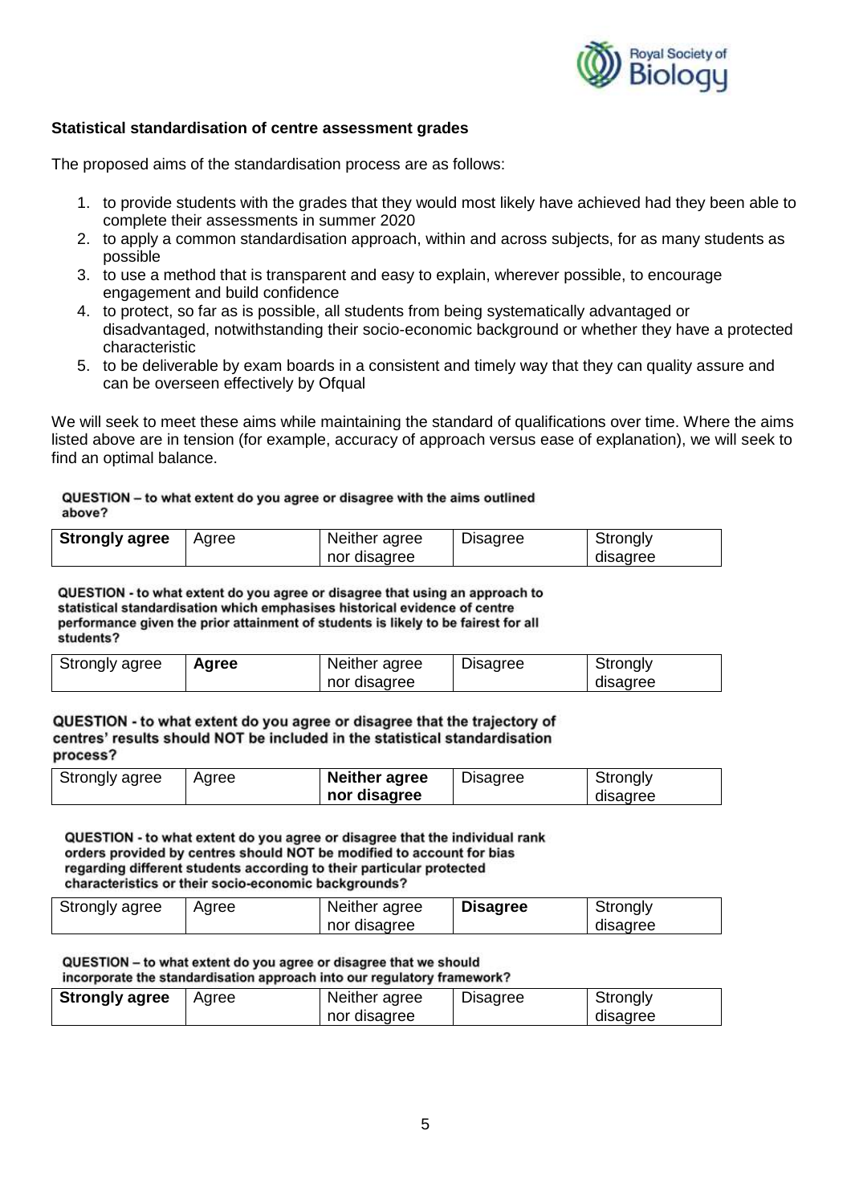**Statistical standardisation of centre assessment grades**

The proposed aims of the standardisation process are as follows:

1. to provide students with the grades that they would most likely have achieved had they been able to complete their assessments in summer 2020
2. to apply a common standardisation approach, within and across subjects, for as many students as possible
3. to use a method that is transparent and easy to explain, wherever possible, to encourage engagement and build confidence
4. to protect, so far as is possible, all students from being systematically advantaged or disadvantaged, notwithstanding their socio-economic background or whether they have a protected characteristic
5. to be deliverable by exam boards in a consistent and timely way that they can quality assure and can be overseen effectively by Ofqual

We will seek to meet these aims while maintaining the standard of qualifications over time. Where the aims listed above are in tension (for example, accuracy of approach versus ease of explanation), we will seek to find an optimal balance.

**QUESTION – to what extent do you agree or disagree with the aims outlined above?**

| **Strongly agree** | Agree | Neither agree nor disagree | Disagree | Strongly disagree |
|---|---|---|---|---|

**QUESTION - to what extent do you agree or disagree that using an approach to statistical standardisation which emphasises historical evidence of centre performance given the prior attainment of students is likely to be fairest for all students?**

| Strongly agree | **Agree** | Neither agree nor disagree | Disagree | Strongly disagree |
|---|---|---|---|---|

**QUESTION - to what extent do you agree or disagree that the trajectory of centres' results should NOT be included in the statistical standardisation process?**

| Strongly agree | Agree | **Neither agree nor disagree** | Disagree | Strongly disagree |
|---|---|---|---|---|

**QUESTION - to what extent do you agree or disagree that the individual rank orders provided by centres should NOT be modified to account for bias regarding different students according to their particular protected characteristics or their socio-economic backgrounds?**

| Strongly agree | Agree | Neither agree nor disagree | **Disagree** | Strongly disagree |
|---|---|---|---|---|

**QUESTION – to what extent do you agree or disagree that we should incorporate the standardisation approach into our regulatory framework?**

| **Strongly agree** | Agree | Neither agree nor disagree | Disagree | Strongly disagree |
|---|---|---|---|---|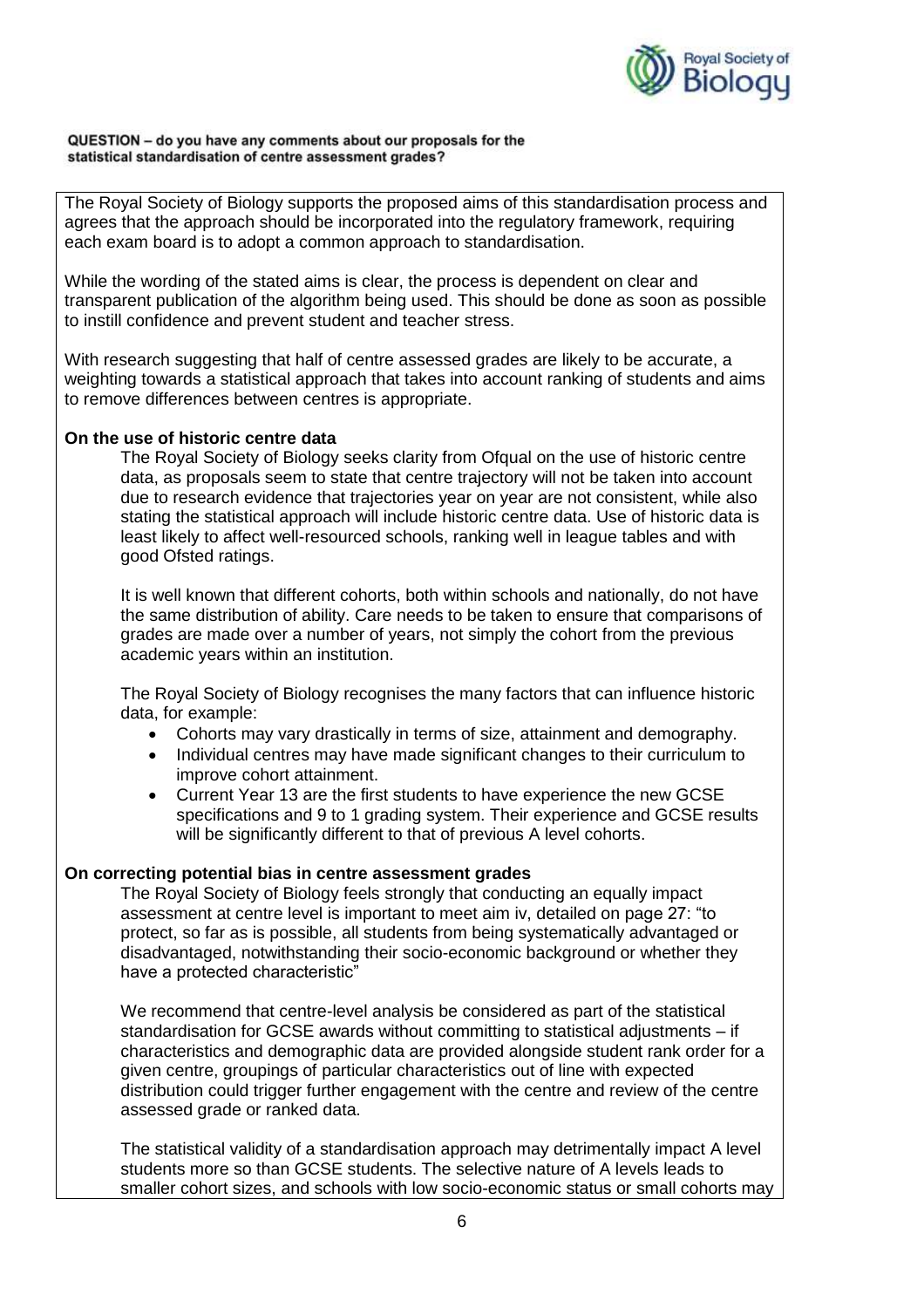**QUESTION – do you have any comments about our proposals for the statistical standardisation of centre assessment grades?**

The Royal Society of Biology supports the proposed aims of this standardisation process and agrees that the approach should be incorporated into the regulatory framework, requiring each exam board is to adopt a common approach to standardisation.

While the wording of the stated aims is clear, the process is dependent on clear and transparent publication of the algorithm being used. This should be done as soon as possible to instill confidence and prevent student and teacher stress.

With research suggesting that half of centre assessed grades are likely to be accurate, a weighting towards a statistical approach that takes into account ranking of students and aims to remove differences between centres is appropriate.

**On the use of historic centre data**

The Royal Society of Biology seeks clarity from Ofqual on the use of historic centre data, as proposals seem to state that centre trajectory will not be taken into account due to research evidence that trajectories year on year are not consistent, while also stating the statistical approach will include historic centre data. Use of historic data is least likely to affect well-resourced schools, ranking well in league tables and with good Ofsted ratings.

It is well known that different cohorts, both within schools and nationally, do not have the same distribution of ability. Care needs to be taken to ensure that comparisons of grades are made over a number of years, not simply the cohort from the previous academic years within an institution.

The Royal Society of Biology recognises the many factors that can influence historic data, for example:

- Cohorts may vary drastically in terms of size, attainment and demography.
- Individual centres may have made significant changes to their curriculum to improve cohort attainment.
- Current Year 13 are the first students to have experience the new GCSE specifications and 9 to 1 grading system. Their experience and GCSE results will be significantly different to that of previous A level cohorts.

**On correcting potential bias in centre assessment grades**

The Royal Society of Biology feels strongly that conducting an equally impact assessment at centre level is important to meet aim iv, detailed on page 27: "to protect, so far as is possible, all students from being systematically advantaged or disadvantaged, notwithstanding their socio-economic background or whether they have a protected characteristic"

We recommend that centre-level analysis be considered as part of the statistical standardisation for GCSE awards without committing to statistical adjustments – if characteristics and demographic data are provided alongside student rank order for a given centre, groupings of particular characteristics out of line with expected distribution could trigger further engagement with the centre and review of the centre assessed grade or ranked data.

The statistical validity of a standardisation approach may detrimentally impact A level students more so than GCSE students. The selective nature of A levels leads to smaller cohort sizes, and schools with low socio-economic status or small cohorts may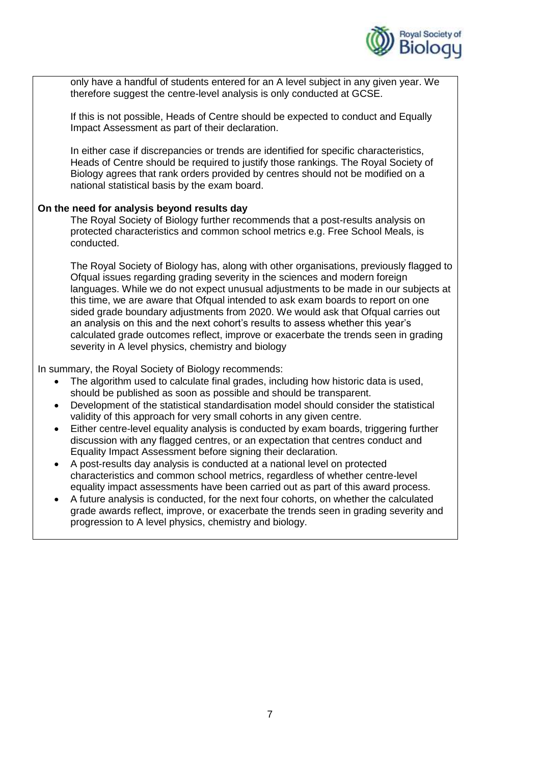only have a handful of students entered for an A level subject in any given year. We therefore suggest the centre-level analysis is only conducted at GCSE.

If this is not possible, Heads of Centre should be expected to conduct and Equally Impact Assessment as part of their declaration.

In either case if discrepancies or trends are identified for specific characteristics, Heads of Centre should be required to justify those rankings. The Royal Society of Biology agrees that rank orders provided by centres should not be modified on a national statistical basis by the exam board.

**On the need for analysis beyond results day**

The Royal Society of Biology further recommends that a post-results analysis on protected characteristics and common school metrics e.g. Free School Meals, is conducted.

The Royal Society of Biology has, along with other organisations, previously flagged to Ofqual issues regarding grading severity in the sciences and modern foreign languages. While we do not expect unusual adjustments to be made in our subjects at this time, we are aware that Ofqual intended to ask exam boards to report on one sided grade boundary adjustments from 2020. We would ask that Ofqual carries out an analysis on this and the next cohort's results to assess whether this year's calculated grade outcomes reflect, improve or exacerbate the trends seen in grading severity in A level physics, chemistry and biology

In summary, the Royal Society of Biology recommends:

- The algorithm used to calculate final grades, including how historic data is used, should be published as soon as possible and should be transparent.
- Development of the statistical standardisation model should consider the statistical validity of this approach for very small cohorts in any given centre.
- Either centre-level equality analysis is conducted by exam boards, triggering further discussion with any flagged centres, or an expectation that centres conduct and Equality Impact Assessment before signing their declaration.
- A post-results day analysis is conducted at a national level on protected characteristics and common school metrics, regardless of whether centre-level equality impact assessments have been carried out as part of this award process.
- A future analysis is conducted, for the next four cohorts, on whether the calculated grade awards reflect, improve, or exacerbate the trends seen in grading severity and progression to A level physics, chemistry and biology.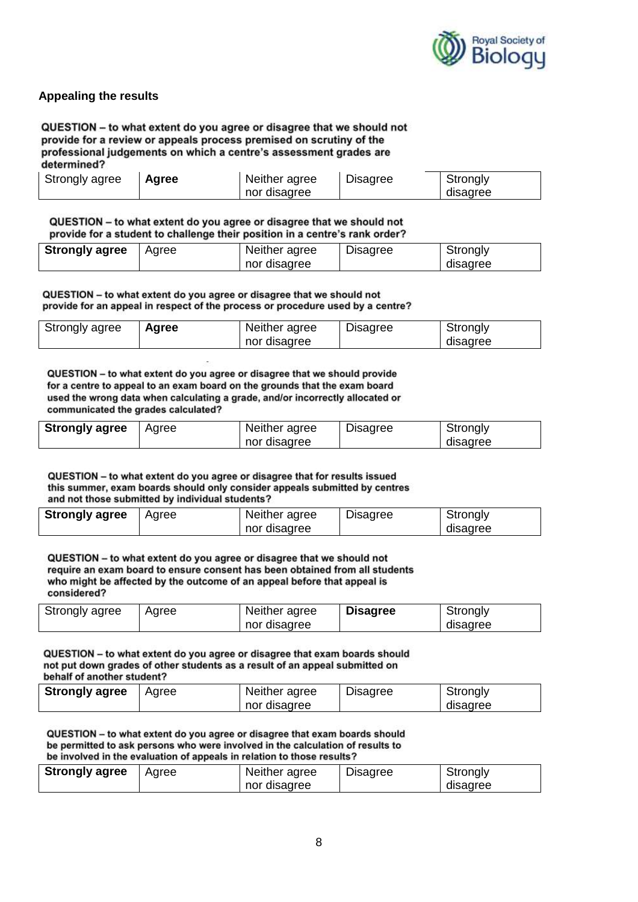## Appealing the results

**QUESTION – to what extent do you agree or disagree that we should not provide for a review or appeals process premised on scrutiny of the professional judgements on which a centre's assessment grades are determined?**

| Strongly agree | **Agree** | Neither agree nor disagree | Disagree | Strongly disagree |
|---|---|---|---|---|

**QUESTION – to what extent do you agree or disagree that we should not provide for a student to challenge their position in a centre's rank order?**

| **Strongly agree** | Agree | Neither agree nor disagree | Disagree | Strongly disagree |
|---|---|---|---|---|

**QUESTION – to what extent do you agree or disagree that we should not provide for an appeal in respect of the process or procedure used by a centre?**

| Strongly agree | **Agree** | Neither agree nor disagree | Disagree | Strongly disagree |
|---|---|---|---|---|

**QUESTION – to what extent do you agree or disagree that we should provide for a centre to appeal to an exam board on the grounds that the exam board used the wrong data when calculating a grade, and/or incorrectly allocated or communicated the grades calculated?**

| **Strongly agree** | Agree | Neither agree nor disagree | Disagree | Strongly disagree |
|---|---|---|---|---|

**QUESTION – to what extent do you agree or disagree that for results issued this summer, exam boards should only consider appeals submitted by centres and not those submitted by individual students?**

| **Strongly agree** | Agree | Neither agree nor disagree | Disagree | Strongly disagree |
|---|---|---|---|---|

**QUESTION – to what extent do you agree or disagree that we should not require an exam board to ensure consent has been obtained from all students who might be affected by the outcome of an appeal before that appeal is considered?**

| Strongly agree | Agree | Neither agree nor disagree | **Disagree** | Strongly disagree |
|---|---|---|---|---|

**QUESTION – to what extent do you agree or disagree that exam boards should not put down grades of other students as a result of an appeal submitted on behalf of another student?**

| **Strongly agree** | Agree | Neither agree nor disagree | Disagree | Strongly disagree |
|---|---|---|---|---|

**QUESTION – to what extent do you agree or disagree that exam boards should be permitted to ask persons who were involved in the calculation of results to be involved in the evaluation of appeals in relation to those results?**

| **Strongly agree** | Agree | Neither agree nor disagree | Disagree | Strongly disagree |
|---|---|---|---|---|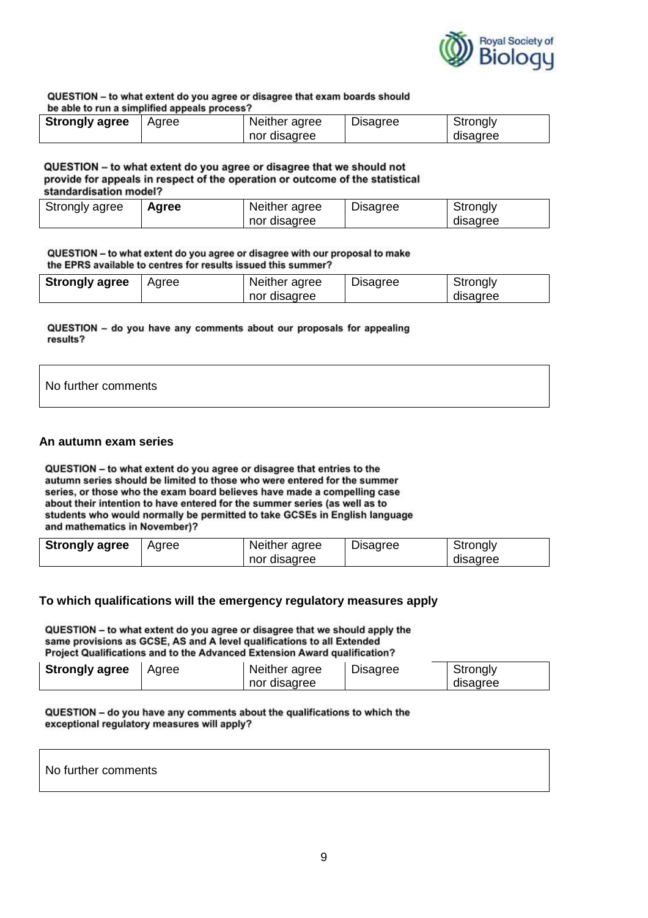**QUESTION – to what extent do you agree or disagree that exam boards should be able to run a simplified appeals process?**

| **Strongly agree** | Agree | Neither agree nor disagree | Disagree | Strongly disagree |
|---|---|---|---|---|

**QUESTION – to what extent do you agree or disagree that we should not provide for appeals in respect of the operation or outcome of the statistical standardisation model?**

| Strongly agree | **Agree** | Neither agree nor disagree | Disagree | Strongly disagree |
|---|---|---|---|---|

**QUESTION – to what extent do you agree or disagree with our proposal to make the EPRS available to centres for results issued this summer?**

| **Strongly agree** | Agree | Neither agree nor disagree | Disagree | Strongly disagree |
|---|---|---|---|---|

**QUESTION – do you have any comments about our proposals for appealing results?**

| No further comments |
|---|

### An autumn exam series

**QUESTION – to what extent do you agree or disagree that entries to the autumn series should be limited to those who were entered for the summer series, or those who the exam board believes have made a compelling case about their intention to have entered for the summer series (as well as to students who would normally be permitted to take GCSEs in English language and mathematics in November)?**

| **Strongly agree** | Agree | Neither agree nor disagree | Disagree | Strongly disagree |
|---|---|---|---|---|

### To which qualifications will the emergency regulatory measures apply

**QUESTION – to what extent do you agree or disagree that we should apply the same provisions as GCSE, AS and A level qualifications to all Extended Project Qualifications and to the Advanced Extension Award qualification?**

| **Strongly agree** | Agree | Neither agree nor disagree | Disagree | Strongly disagree |
|---|---|---|---|---|

**QUESTION – do you have any comments about the qualifications to which the exceptional regulatory measures will apply?**

| No further comments |
|---|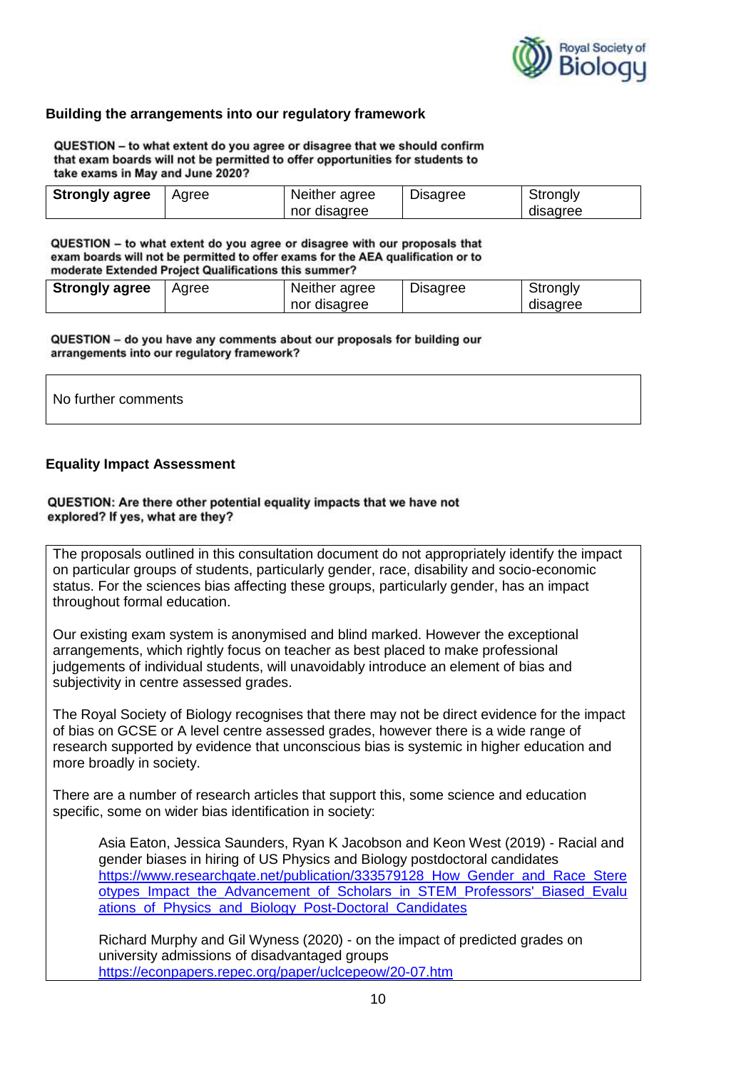### Building the arrangements into our regulatory framework

**QUESTION – to what extent do you agree or disagree that we should confirm that exam boards will not be permitted to offer opportunities for students to take exams in May and June 2020?**

| **Strongly agree** | Agree | Neither agree nor disagree | Disagree | Strongly disagree |
|---|---|---|---|---|

**QUESTION – to what extent do you agree or disagree with our proposals that exam boards will not be permitted to offer exams for the AEA qualification or to moderate Extended Project Qualifications this summer?**

| **Strongly agree** | Agree | Neither agree nor disagree | Disagree | Strongly disagree |
|---|---|---|---|---|

**QUESTION – do you have any comments about our proposals for building our arrangements into our regulatory framework?**

No further comments

### Equality Impact Assessment

**QUESTION: Are there other potential equality impacts that we have not explored? If yes, what are they?**

The proposals outlined in this consultation document do not appropriately identify the impact on particular groups of students, particularly gender, race, disability and socio-economic status. For the sciences bias affecting these groups, particularly gender, has an impact throughout formal education.

Our existing exam system is anonymised and blind marked. However the exceptional arrangements, which rightly focus on teacher as best placed to make professional judgements of individual students, will unavoidably introduce an element of bias and subjectivity in centre assessed grades.

The Royal Society of Biology recognises that there may not be direct evidence for the impact of bias on GCSE or A level centre assessed grades, however there is a wide range of research supported by evidence that unconscious bias is systemic in higher education and more broadly in society.

There are a number of research articles that support this, some science and education specific, some on wider bias identification in society:

> Asia Eaton, Jessica Saunders, Ryan K Jacobson and Keon West (2019) - Racial and gender biases in hiring of US Physics and Biology postdoctoral candidates
> https://www.researchgate.net/publication/333579128_How_Gender_and_Race_Stereotypes_Impact_the_Advancement_of_Scholars_in_STEM_Professors'_Biased_Evaluations_of_Physics_and_Biology_Post-Doctoral_Candidates
>
> Richard Murphy and Gil Wyness (2020) - on the impact of predicted grades on university admissions of disadvantaged groups
> https://econpapers.repec.org/paper/uclcepeow/20-07.htm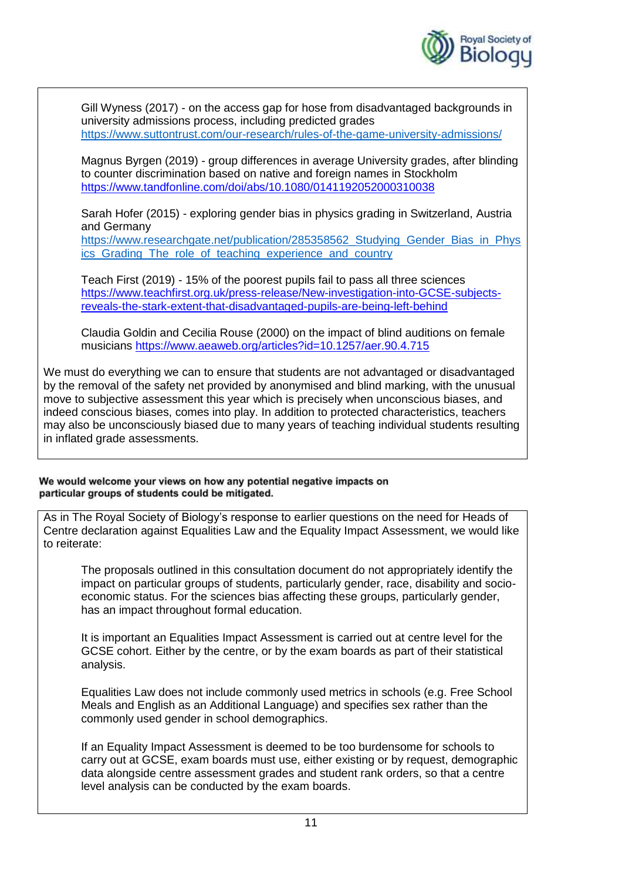Gill Wyness (2017) - on the access gap for hose from disadvantaged backgrounds in university admissions process, including predicted grades
https://www.suttontrust.com/our-research/rules-of-the-game-university-admissions/

Magnus Byrgen (2019) - group differences in average University grades, after blinding to counter discrimination based on native and foreign names in Stockholm
https://www.tandfonline.com/doi/abs/10.1080/0141192052000310038

Sarah Hofer (2015) - exploring gender bias in physics grading in Switzerland, Austria and Germany
https://www.researchgate.net/publication/285358562_Studying_Gender_Bias_in_Physics_Grading_The_role_of_teaching_experience_and_country

Teach First (2019) - 15% of the poorest pupils fail to pass all three sciences
https://www.teachfirst.org.uk/press-release/New-investigation-into-GCSE-subjects-reveals-the-stark-extent-that-disadvantaged-pupils-are-being-left-behind

Claudia Goldin and Cecilia Rouse (2000) on the impact of blind auditions on female musicians https://www.aeaweb.org/articles?id=10.1257/aer.90.4.715

We must do everything we can to ensure that students are not advantaged or disadvantaged by the removal of the safety net provided by anonymised and blind marking, with the unusual move to subjective assessment this year which is precisely when unconscious biases, and indeed conscious biases, comes into play. In addition to protected characteristics, teachers may also be unconsciously biased due to many years of teaching individual students resulting in inflated grade assessments.

**We would welcome your views on how any potential negative impacts on particular groups of students could be mitigated.**

As in The Royal Society of Biology's response to earlier questions on the need for Heads of Centre declaration against Equalities Law and the Equality Impact Assessment, we would like to reiterate:

> The proposals outlined in this consultation document do not appropriately identify the impact on particular groups of students, particularly gender, race, disability and socio-economic status. For the sciences bias affecting these groups, particularly gender, has an impact throughout formal education.
>
> It is important an Equalities Impact Assessment is carried out at centre level for the GCSE cohort. Either by the centre, or by the exam boards as part of their statistical analysis.
>
> Equalities Law does not include commonly used metrics in schools (e.g. Free School Meals and English as an Additional Language) and specifies sex rather than the commonly used gender in school demographics.
>
> If an Equality Impact Assessment is deemed to be too burdensome for schools to carry out at GCSE, exam boards must use, either existing or by request, demographic data alongside centre assessment grades and student rank orders, so that a centre level analysis can be conducted by the exam boards.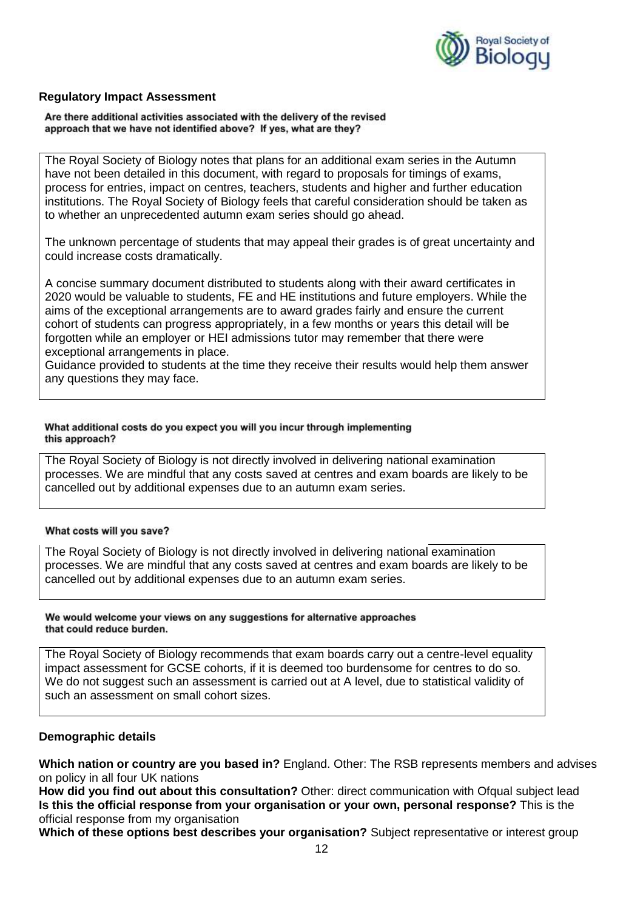## Regulatory Impact Assessment

**Are there additional activities associated with the delivery of the revised approach that we have not identified above? If yes, what are they?**

The Royal Society of Biology notes that plans for an additional exam series in the Autumn have not been detailed in this document, with regard to proposals for timings of exams, process for entries, impact on centres, teachers, students and higher and further education institutions. The Royal Society of Biology feels that careful consideration should be taken as to whether an unprecedented autumn exam series should go ahead.

The unknown percentage of students that may appeal their grades is of great uncertainty and could increase costs dramatically.

A concise summary document distributed to students along with their award certificates in 2020 would be valuable to students, FE and HE institutions and future employers. While the aims of the exceptional arrangements are to award grades fairly and ensure the current cohort of students can progress appropriately, in a few months or years this detail will be forgotten while an employer or HEI admissions tutor may remember that there were exceptional arrangements in place.
Guidance provided to students at the time they receive their results would help them answer any questions they may face.

**What additional costs do you expect you will you incur through implementing this approach?**

The Royal Society of Biology is not directly involved in delivering national examination processes. We are mindful that any costs saved at centres and exam boards are likely to be cancelled out by additional expenses due to an autumn exam series.

**What costs will you save?**

The Royal Society of Biology is not directly involved in delivering national examination processes. We are mindful that any costs saved at centres and exam boards are likely to be cancelled out by additional expenses due to an autumn exam series.

**We would welcome your views on any suggestions for alternative approaches that could reduce burden.**

The Royal Society of Biology recommends that exam boards carry out a centre-level equality impact assessment for GCSE cohorts, if it is deemed too burdensome for centres to do so. We do not suggest such an assessment is carried out at A level, due to statistical validity of such an assessment on small cohort sizes.

## Demographic details

**Which nation or country are you based in?** England. Other: The RSB represents members and advises on policy in all four UK nations
**How did you find out about this consultation?** Other: direct communication with Ofqual subject lead
**Is this the official response from your organisation or your own, personal response?** This is the official response from my organisation
**Which of these options best describes your organisation?** Subject representative or interest group